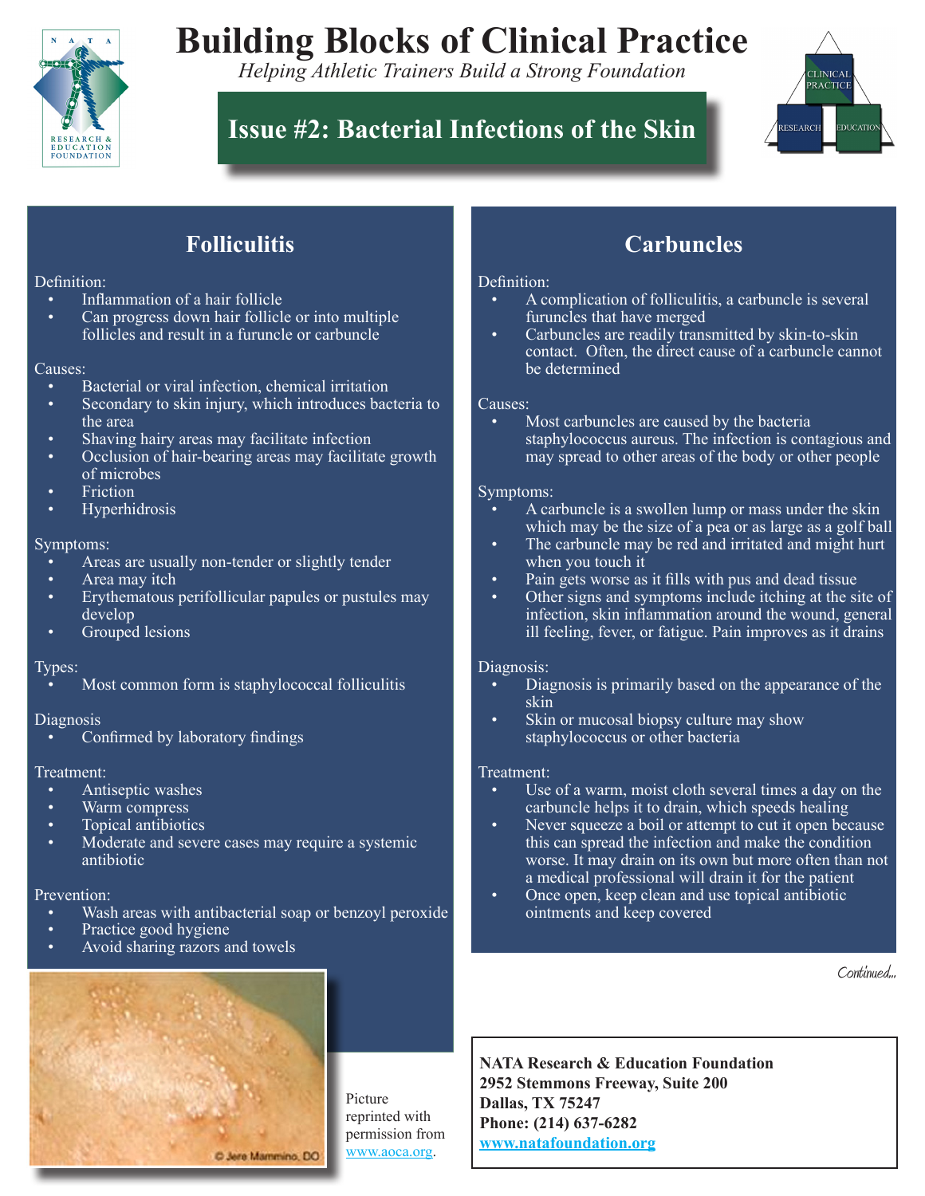# Building Blocks of Clinical Practice

*Helping Athletic Trainers Build a Strong Foundation*

## Issue #2: Bacterial Infections of the Skin

### Folliculitis

Definition:

- Inflammation of a hair follicle
- Can progress down hair follicle or into multiple follicles and result in a furuncle or carbuncle

Causes:

- Bacterial or viral infection, chemical irritation
- Secondary to skin injury, which introduces bacteria to the area
- Shaving hairy areas may facilitate infection
- Occlusion of hair-bearing areas may facilitate growth of microbes
- Friction
- Hyperhidrosis

Symptoms:

- Areas are usually non-tender or slightly tender
- Area may itch
- Erythematous perifollicular papules or pustules may develop
- Grouped lesions

Types:

- Most common form is staphylococcal folliculitis

Diagnosis

- Confirmed by laboratory findings

Treatment:

- Antiseptic washes
- Warm compress
- Topical antibiotics
- Moderate and severe cases may require a systemic antibiotic

Prevention:

- Wash areas with antibacterial soap or benzoyl peroxide
- Practice good hygiene
- Avoid sharing razors and towels

© Jere Mammino, DO

Picture reprinted with permission from www.aoca.org.

### Carbuncles

Definition:

- A complication of folliculitis, a carbuncle is several furuncles that have merged
- Carbuncles are readily transmitted by skin-to-skin contact. Often, the direct cause of a carbuncle cannot be determined

Causes:

- Most carbuncles are caused by the bacteria staphylococcus aureus. The infection is contagious and may spread to other areas of the body or other people

Symptoms:

- A carbuncle is a swollen lump or mass under the skin which may be the size of a pea or as large as a golf ball
- The carbuncle may be red and irritated and might hurt when you touch it
- Pain gets worse as it fills with pus and dead tissue
- Other signs and symptoms include itching at the site of infection, skin inflammation around the wound, general ill feeling, fever, or fatigue. Pain improves as it drains

Diagnosis:

- Diagnosis is primarily based on the appearance of the skin
- Skin or mucosal biopsy culture may show staphylococcus or other bacteria

Treatment:

- Use of a warm, moist cloth several times a day on the carbuncle helps it to drain, which speeds healing
- Never squeeze a boil or attempt to cut it open because this can spread the infection and make the condition worse. It may drain on its own but more often than not a medical professional will drain it for the patient
- Once open, keep clean and use topical antibiotic ointments and keep covered

*Continued...*

**NATA Research & Education Foundation**
**2952 Stemmons Freeway, Suite 200**
**Dallas, TX 75247**
**Phone: (214) 637-6282**
**www.natafoundation.org**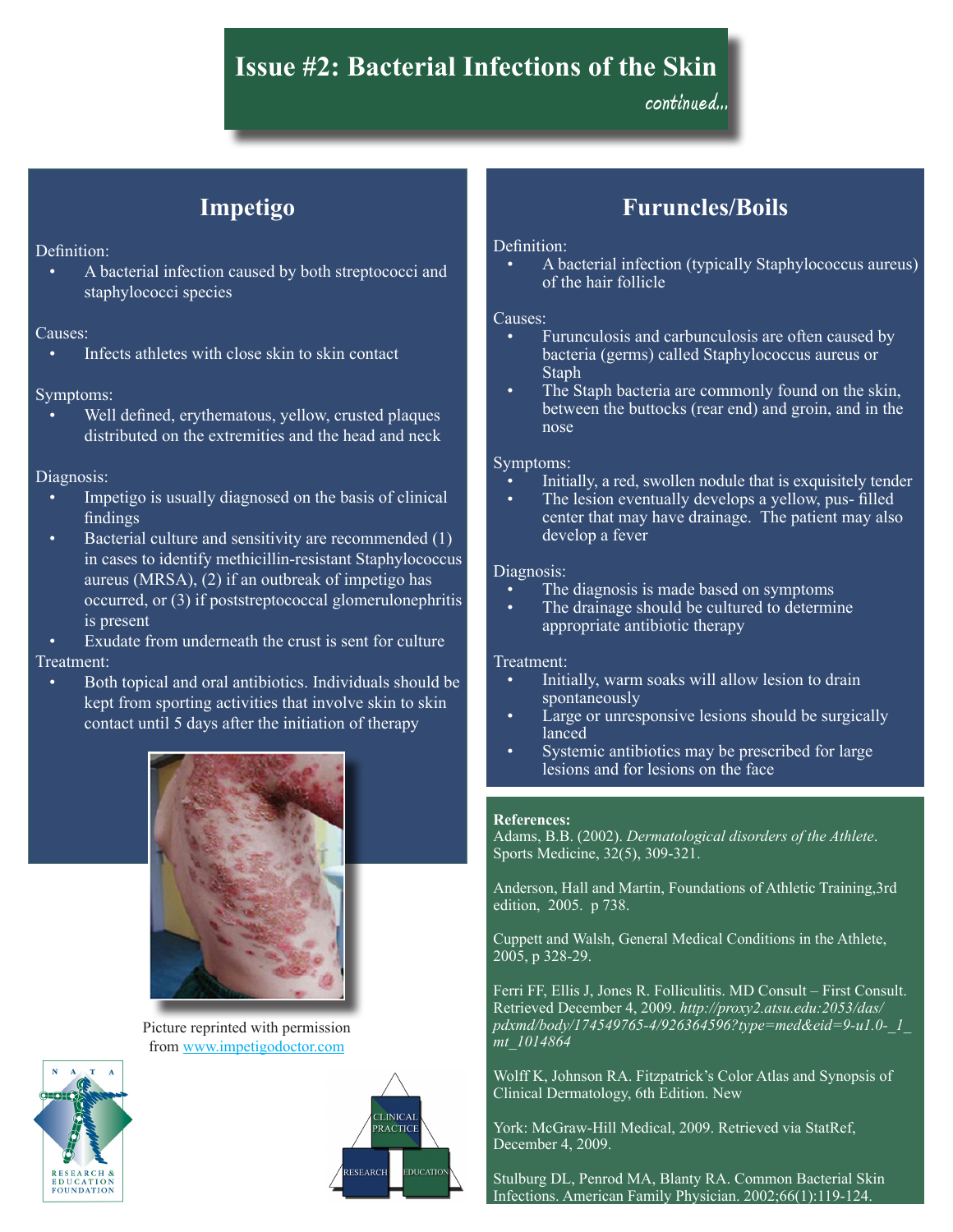# Issue #2: Bacterial Infections of the Skin

*continued...*

## Impetigo

Definition:

- A bacterial infection caused by both streptococci and staphylococci species

Causes:

- Infects athletes with close skin to skin contact

Symptoms:

- Well defined, erythematous, yellow, crusted plaques distributed on the extremities and the head and neck

Diagnosis:

- Impetigo is usually diagnosed on the basis of clinical findings
- Bacterial culture and sensitivity are recommended (1) in cases to identify methicillin-resistant Staphylococcus aureus (MRSA), (2) if an outbreak of impetigo has occurred, or (3) if poststreptococcal glomerulonephritis is present
- Exudate from underneath the crust is sent for culture

Treatment:

- Both topical and oral antibiotics. Individuals should be kept from sporting activities that involve skin to skin contact until 5 days after the initiation of therapy

Picture reprinted with permission from [www.impetigodoctor.com](www.impetigodoctor.com)

## Furuncles/Boils

Definition:

- A bacterial infection (typically Staphylococcus aureus) of the hair follicle

Causes:

- Furunculosis and carbunculosis are often caused by bacteria (germs) called Staphylococcus aureus or Staph
- The Staph bacteria are commonly found on the skin, between the buttocks (rear end) and groin, and in the nose

Symptoms:

- Initially, a red, swollen nodule that is exquisitely tender
- The lesion eventually develops a yellow, pus- filled center that may have drainage. The patient may also develop a fever

Diagnosis:

- The diagnosis is made based on symptoms
- The drainage should be cultured to determine appropriate antibiotic therapy

Treatment:

- Initially, warm soaks will allow lesion to drain spontaneously
- Large or unresponsive lesions should be surgically lanced
- Systemic antibiotics may be prescribed for large lesions and for lesions on the face

**References:**

Adams, B.B. (2002). *Dermatological disorders of the Athlete*. Sports Medicine, 32(5), 309-321.

Anderson, Hall and Martin, Foundations of Athletic Training,3rd edition, 2005. p 738.

Cuppett and Walsh, General Medical Conditions in the Athlete, 2005, p 328-29.

Ferri FF, Ellis J, Jones R. Folliculitis. MD Consult – First Consult. Retrieved December 4, 2009. *http://proxy2.atsu.edu:2053/das/pdxmd/body/174549765-4/926364596?type=med&eid=9-u1.0-_1_mt_1014864*

Wolff K, Johnson RA. Fitzpatrick's Color Atlas and Synopsis of Clinical Dermatology, 6th Edition. New

York: McGraw-Hill Medical, 2009. Retrieved via StatRef, December 4, 2009.

Stulburg DL, Penrod MA, Blanty RA. Common Bacterial Skin Infections. American Family Physician. 2002;66(1):119-124.

N A T A RESEARCH & EDUCATION FOUNDATION

CLINICAL PRACTICE RESEARCH EDUCATION